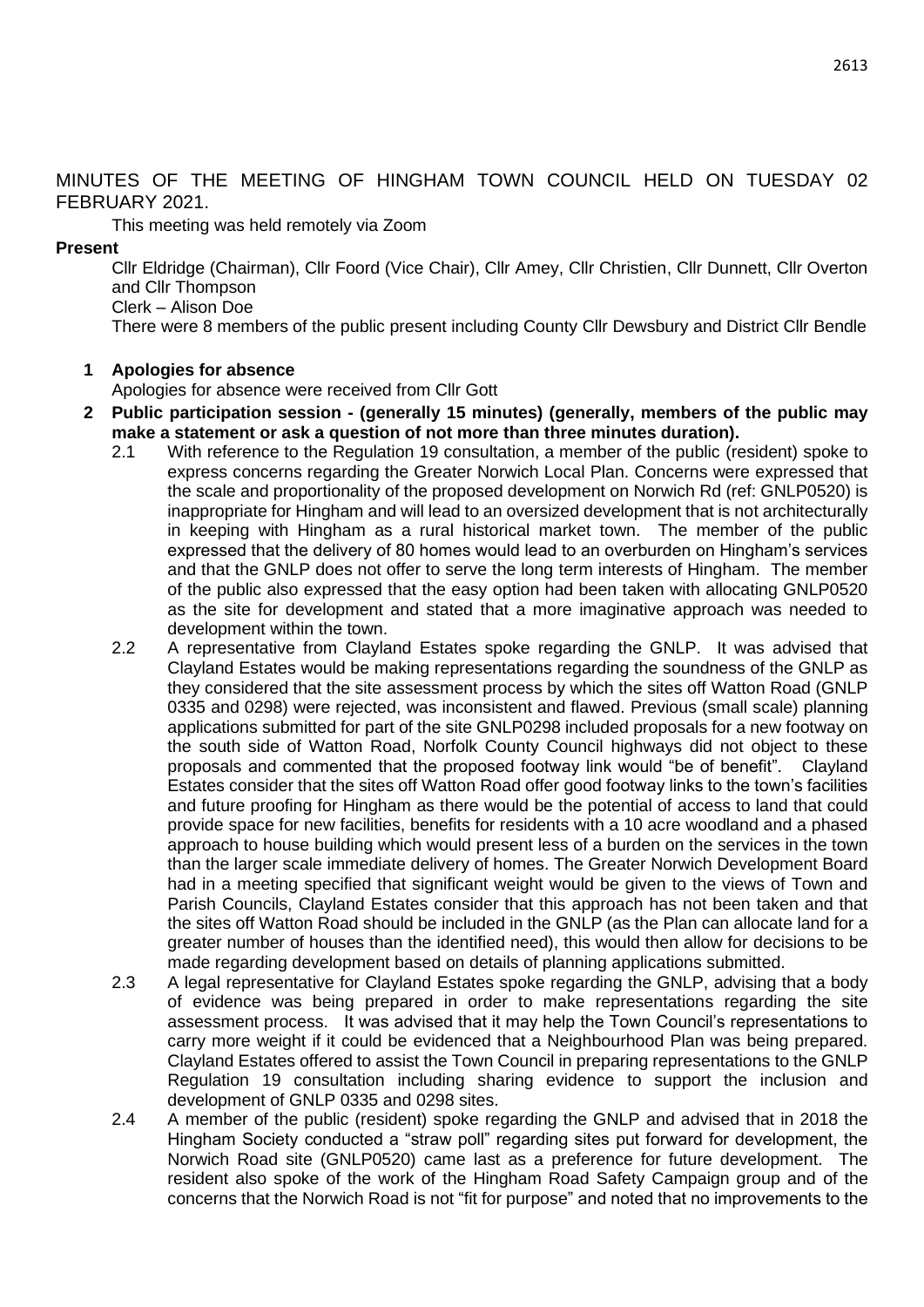MINUTES OF THE MEETING OF HINGHAM TOWN COUNCIL HELD ON TUESDAY 02 FEBRUARY 2021.

This meeting was held remotely via Zoom

**Present**

Cllr Eldridge (Chairman), Cllr Foord (Vice Chair), Cllr Amey, Cllr Christien, Cllr Dunnett, Cllr Overton and Cllr Thompson

Clerk – Alison Doe

There were 8 members of the public present including County Cllr Dewsbury and District Cllr Bendle

**1 Apologies for absence**

Apologies for absence were received from Cllr Gott

**2 Public participation session - (generally 15 minutes) (generally, members of the public may make a statement or ask a question of not more than three minutes duration).**

2.1 With reference to the Regulation 19 consultation, a member of the public (resident) spoke to express concerns regarding the Greater Norwich Local Plan. Concerns were expressed that the scale and proportionality of the proposed development on Norwich Rd (ref: GNLP0520) is inappropriate for Hingham and will lead to an oversized development that is not architecturally in keeping with Hingham as a rural historical market town. The member of the public expressed that the delivery of 80 homes would lead to an overburden on Hingham's services and that the GNLP does not offer to serve the long term interests of Hingham. The member of the public also expressed that the easy option had been taken with allocating GNLP0520 as the site for development and stated that a more imaginative approach was needed to development within the town.

2.2 A representative from Clayland Estates spoke regarding the GNLP. It was advised that Clayland Estates would be making representations regarding the soundness of the GNLP as they considered that the site assessment process by which the sites off Watton Road (GNLP 0335 and 0298) were rejected, was inconsistent and flawed. Previous (small scale) planning applications submitted for part of the site GNLP0298 included proposals for a new footway on the south side of Watton Road, Norfolk County Council highways did not object to these proposals and commented that the proposed footway link would "be of benefit". Clayland Estates consider that the sites off Watton Road offer good footway links to the town's facilities and future proofing for Hingham as there would be the potential of access to land that could provide space for new facilities, benefits for residents with a 10 acre woodland and a phased approach to house building which would present less of a burden on the services in the town than the larger scale immediate delivery of homes. The Greater Norwich Development Board had in a meeting specified that significant weight would be given to the views of Town and Parish Councils, Clayland Estates consider that this approach has not been taken and that the sites off Watton Road should be included in the GNLP (as the Plan can allocate land for a greater number of houses than the identified need), this would then allow for decisions to be made regarding development based on details of planning applications submitted.

2.3 A legal representative for Clayland Estates spoke regarding the GNLP, advising that a body of evidence was being prepared in order to make representations regarding the site assessment process. It was advised that it may help the Town Council's representations to carry more weight if it could be evidenced that a Neighbourhood Plan was being prepared. Clayland Estates offered to assist the Town Council in preparing representations to the GNLP Regulation 19 consultation including sharing evidence to support the inclusion and development of GNLP 0335 and 0298 sites.

2.4 A member of the public (resident) spoke regarding the GNLP and advised that in 2018 the Hingham Society conducted a "straw poll" regarding sites put forward for development, the Norwich Road site (GNLP0520) came last as a preference for future development. The resident also spoke of the work of the Hingham Road Safety Campaign group and of the concerns that the Norwich Road is not "fit for purpose" and noted that no improvements to the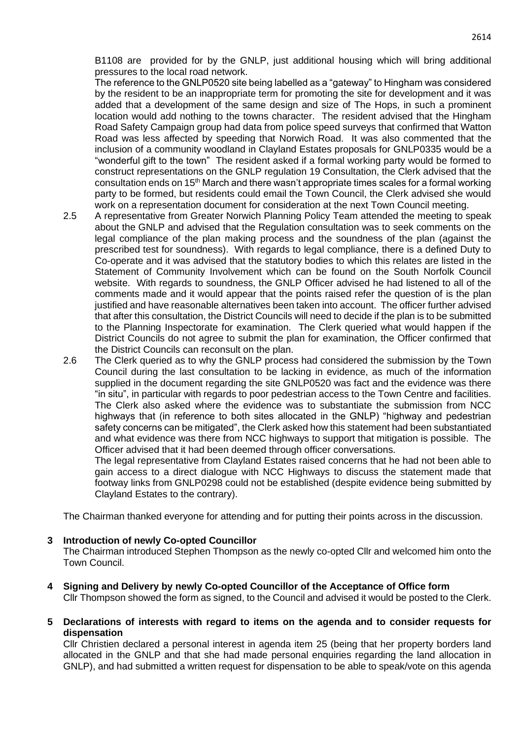B1108 are provided for by the GNLP, just additional housing which will bring additional pressures to the local road network.

The reference to the GNLP0520 site being labelled as a "gateway" to Hingham was considered by the resident to be an inappropriate term for promoting the site for development and it was added that a development of the same design and size of The Hops, in such a prominent location would add nothing to the towns character. The resident advised that the Hingham Road Safety Campaign group had data from police speed surveys that confirmed that Watton Road was less affected by speeding that Norwich Road. It was also commented that the inclusion of a community woodland in Clayland Estates proposals for GNLP0335 would be a "wonderful gift to the town" The resident asked if a formal working party would be formed to construct representations on the GNLP regulation 19 Consultation, the Clerk advised that the consultation ends on 15th March and there wasn't appropriate times scales for a formal working party to be formed, but residents could email the Town Council, the Clerk advised she would work on a representation document for consideration at the next Town Council meeting.

2.5 A representative from Greater Norwich Planning Policy Team attended the meeting to speak about the GNLP and advised that the Regulation consultation was to seek comments on the legal compliance of the plan making process and the soundness of the plan (against the prescribed test for soundness). With regards to legal compliance, there is a defined Duty to Co-operate and it was advised that the statutory bodies to which this relates are listed in the Statement of Community Involvement which can be found on the South Norfolk Council website. With regards to soundness, the GNLP Officer advised he had listened to all of the comments made and it would appear that the points raised refer the question of is the plan justified and have reasonable alternatives been taken into account. The officer further advised that after this consultation, the District Councils will need to decide if the plan is to be submitted to the Planning Inspectorate for examination. The Clerk queried what would happen if the District Councils do not agree to submit the plan for examination, the Officer confirmed that the District Councils can reconsult on the plan.

2.6 The Clerk queried as to why the GNLP process had considered the submission by the Town Council during the last consultation to be lacking in evidence, as much of the information supplied in the document regarding the site GNLP0520 was fact and the evidence was there "in situ", in particular with regards to poor pedestrian access to the Town Centre and facilities. The Clerk also asked where the evidence was to substantiate the submission from NCC highways that (in reference to both sites allocated in the GNLP) "highway and pedestrian safety concerns can be mitigated", the Clerk asked how this statement had been substantiated and what evidence was there from NCC highways to support that mitigation is possible. The Officer advised that it had been deemed through officer conversations.

The legal representative from Clayland Estates raised concerns that he had not been able to gain access to a direct dialogue with NCC Highways to discuss the statement made that footway links from GNLP0298 could not be established (despite evidence being submitted by Clayland Estates to the contrary).

The Chairman thanked everyone for attending and for putting their points across in the discussion.

**3 Introduction of newly Co-opted Councillor**

The Chairman introduced Stephen Thompson as the newly co-opted Cllr and welcomed him onto the Town Council.

**4 Signing and Delivery by newly Co-opted Councillor of the Acceptance of Office form**

Cllr Thompson showed the form as signed, to the Council and advised it would be posted to the Clerk.

**5 Declarations of interests with regard to items on the agenda and to consider requests for dispensation**

Cllr Christien declared a personal interest in agenda item 25 (being that her property borders land allocated in the GNLP and that she had made personal enquiries regarding the land allocation in GNLP), and had submitted a written request for dispensation to be able to speak/vote on this agenda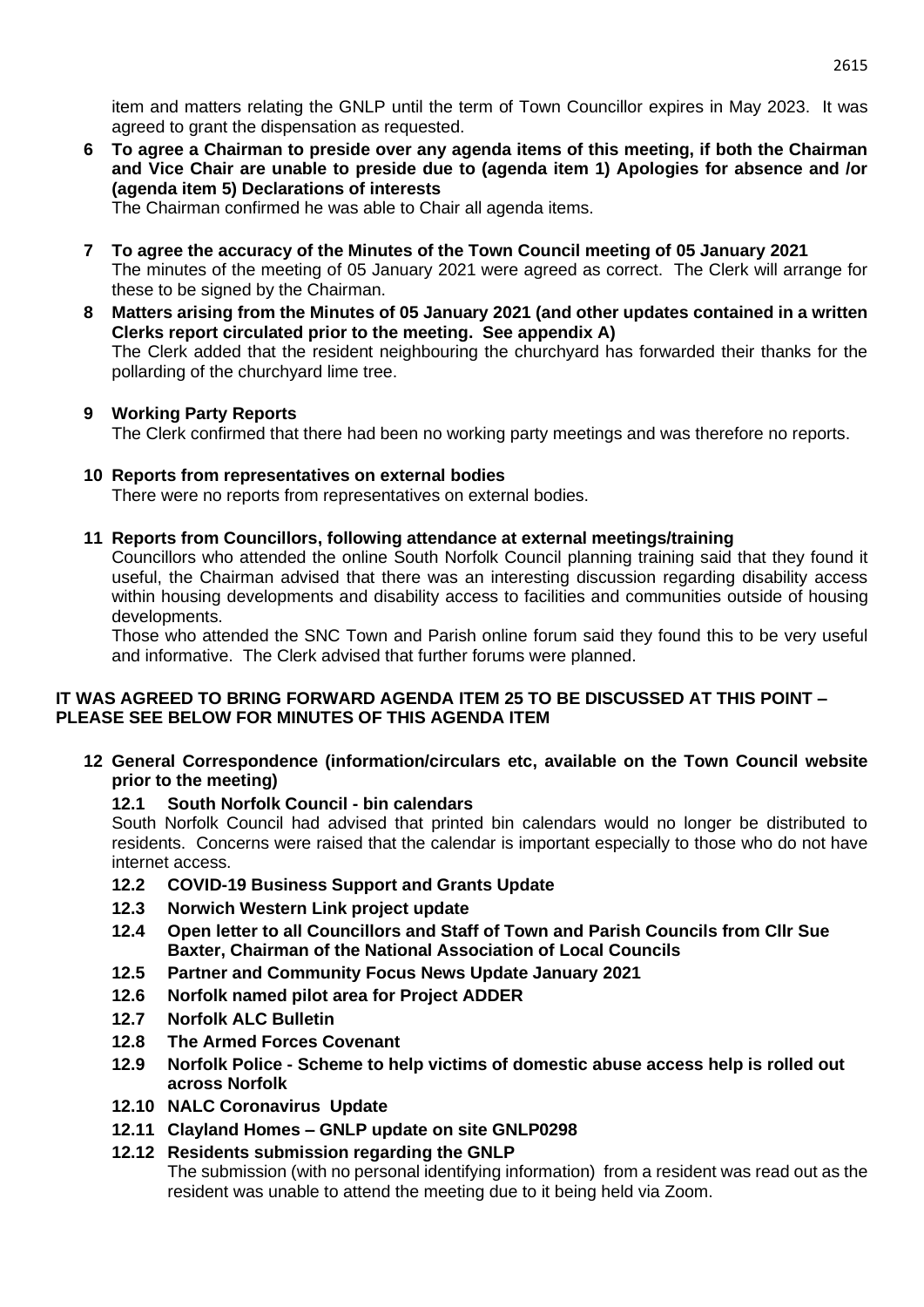item and matters relating the GNLP until the term of Town Councillor expires in May 2023. It was agreed to grant the dispensation as requested.

**6 To agree a Chairman to preside over any agenda items of this meeting, if both the Chairman and Vice Chair are unable to preside due to (agenda item 1) Apologies for absence and /or (agenda item 5) Declarations of interests**

The Chairman confirmed he was able to Chair all agenda items.

**7 To agree the accuracy of the Minutes of the Town Council meeting of 05 January 2021**

The minutes of the meeting of 05 January 2021 were agreed as correct. The Clerk will arrange for these to be signed by the Chairman.

**8 Matters arising from the Minutes of 05 January 2021 (and other updates contained in a written Clerks report circulated prior to the meeting. See appendix A)**

The Clerk added that the resident neighbouring the churchyard has forwarded their thanks for the pollarding of the churchyard lime tree.

**9 Working Party Reports**

The Clerk confirmed that there had been no working party meetings and was therefore no reports.

**10 Reports from representatives on external bodies**

There were no reports from representatives on external bodies.

**11 Reports from Councillors, following attendance at external meetings/training**

Councillors who attended the online South Norfolk Council planning training said that they found it useful, the Chairman advised that there was an interesting discussion regarding disability access within housing developments and disability access to facilities and communities outside of housing developments.

Those who attended the SNC Town and Parish online forum said they found this to be very useful and informative. The Clerk advised that further forums were planned.

**IT WAS AGREED TO BRING FORWARD AGENDA ITEM 25 TO BE DISCUSSED AT THIS POINT – PLEASE SEE BELOW FOR MINUTES OF THIS AGENDA ITEM**

**12 General Correspondence (information/circulars etc, available on the Town Council website prior to the meeting)**

**12.1 South Norfolk Council - bin calendars**

South Norfolk Council had advised that printed bin calendars would no longer be distributed to residents. Concerns were raised that the calendar is important especially to those who do not have internet access.

**12.2 COVID-19 Business Support and Grants Update**

**12.3 Norwich Western Link project update**

**12.4 Open letter to all Councillors and Staff of Town and Parish Councils from Cllr Sue Baxter, Chairman of the National Association of Local Councils**

**12.5 Partner and Community Focus News Update January 2021**

**12.6 Norfolk named pilot area for Project ADDER**

**12.7 Norfolk ALC Bulletin**

**12.8 The Armed Forces Covenant**

**12.9 Norfolk Police - Scheme to help victims of domestic abuse access help is rolled out across Norfolk**

**12.10 NALC Coronavirus Update**

**12.11 Clayland Homes – GNLP update on site GNLP0298**

**12.12 Residents submission regarding the GNLP**

The submission (with no personal identifying information) from a resident was read out as the resident was unable to attend the meeting due to it being held via Zoom.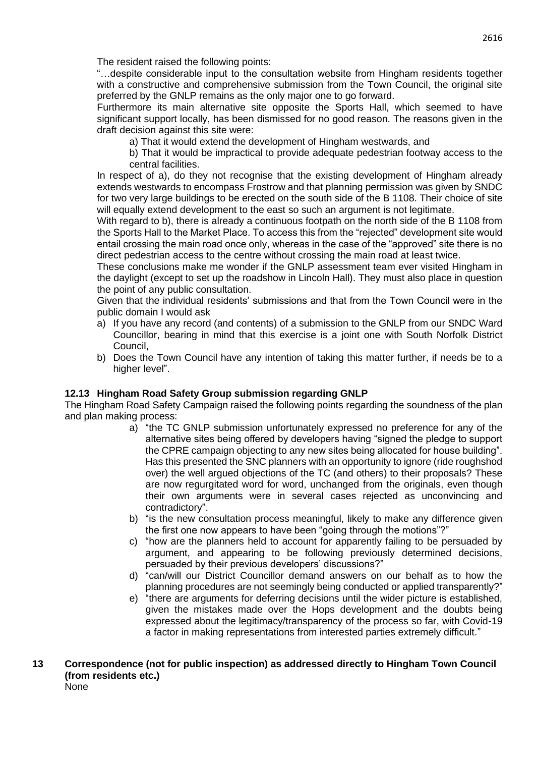The resident raised the following points:

"…despite considerable input to the consultation website from Hingham residents together with a constructive and comprehensive submission from the Town Council, the original site preferred by the GNLP remains as the only major one to go forward.

Furthermore its main alternative site opposite the Sports Hall, which seemed to have significant support locally, has been dismissed for no good reason. The reasons given in the draft decision against this site were:

a) That it would extend the development of Hingham westwards, and

b) That it would be impractical to provide adequate pedestrian footway access to the central facilities.

In respect of a), do they not recognise that the existing development of Hingham already extends westwards to encompass Frostrow and that planning permission was given by SNDC for two very large buildings to be erected on the south side of the B 1108. Their choice of site will equally extend development to the east so such an argument is not legitimate.

With regard to b), there is already a continuous footpath on the north side of the B 1108 from the Sports Hall to the Market Place. To access this from the "rejected" development site would entail crossing the main road once only, whereas in the case of the "approved" site there is no direct pedestrian access to the centre without crossing the main road at least twice.

These conclusions make me wonder if the GNLP assessment team ever visited Hingham in the daylight (except to set up the roadshow in Lincoln Hall). They must also place in question the point of any public consultation.

Given that the individual residents' submissions and that from the Town Council were in the public domain I would ask

a) If you have any record (and contents) of a submission to the GNLP from our SNDC Ward Councillor, bearing in mind that this exercise is a joint one with South Norfolk District Council,
b) Does the Town Council have any intention of taking this matter further, if needs be to a higher level".

### 12.13 Hingham Road Safety Group submission regarding GNLP

The Hingham Road Safety Campaign raised the following points regarding the soundness of the plan and plan making process:

a) "the TC GNLP submission unfortunately expressed no preference for any of the alternative sites being offered by developers having "signed the pledge to support the CPRE campaign objecting to any new sites being allocated for house building". Has this presented the SNC planners with an opportunity to ignore (ride roughshod over) the well argued objections of the TC (and others) to their proposals? These are now regurgitated word for word, unchanged from the originals, even though their own arguments were in several cases rejected as unconvincing and contradictory".
b) "is the new consultation process meaningful, likely to make any difference given the first one now appears to have been "going through the motions"?"
c) "how are the planners held to account for apparently failing to be persuaded by argument, and appearing to be following previously determined decisions, persuaded by their previous developers' discussions?"
d) "can/will our District Councillor demand answers on our behalf as to how the planning procedures are not seemingly being conducted or applied transparently?"
e) "there are arguments for deferring decisions until the wider picture is established, given the mistakes made over the Hops development and the doubts being expressed about the legitimacy/transparency of the process so far, with Covid-19 a factor in making representations from interested parties extremely difficult."

## 13 Correspondence (not for public inspection) as addressed directly to Hingham Town Council (from residents etc.)

None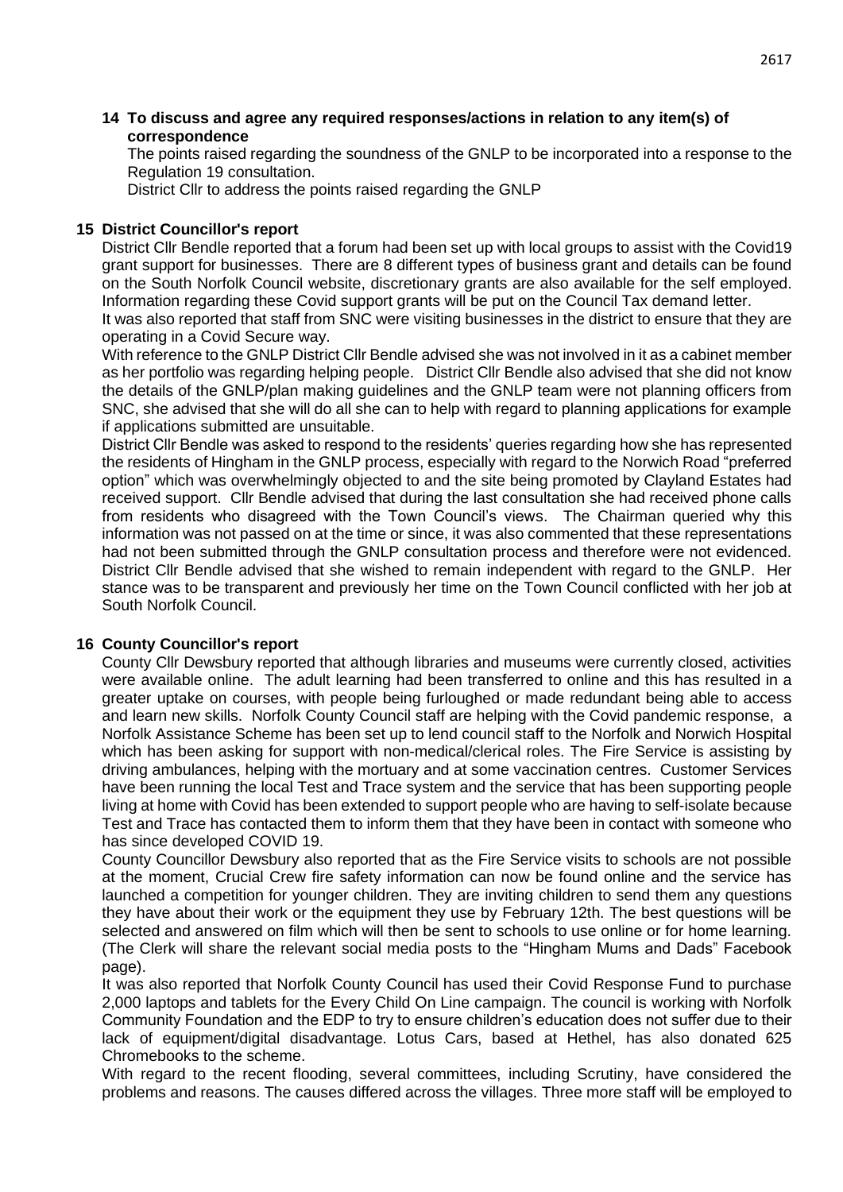**14 To discuss and agree any required responses/actions in relation to any item(s) of correspondence**

The points raised regarding the soundness of the GNLP to be incorporated into a response to the Regulation 19 consultation.

District Cllr to address the points raised regarding the GNLP

**15 District Councillor's report**

District Cllr Bendle reported that a forum had been set up with local groups to assist with the Covid19 grant support for businesses. There are 8 different types of business grant and details can be found on the South Norfolk Council website, discretionary grants are also available for the self employed. Information regarding these Covid support grants will be put on the Council Tax demand letter.

It was also reported that staff from SNC were visiting businesses in the district to ensure that they are operating in a Covid Secure way.

With reference to the GNLP District Cllr Bendle advised she was not involved in it as a cabinet member as her portfolio was regarding helping people. District Cllr Bendle also advised that she did not know the details of the GNLP/plan making guidelines and the GNLP team were not planning officers from SNC, she advised that she will do all she can to help with regard to planning applications for example if applications submitted are unsuitable.

District Cllr Bendle was asked to respond to the residents' queries regarding how she has represented the residents of Hingham in the GNLP process, especially with regard to the Norwich Road "preferred option" which was overwhelmingly objected to and the site being promoted by Clayland Estates had received support. Cllr Bendle advised that during the last consultation she had received phone calls from residents who disagreed with the Town Council's views. The Chairman queried why this information was not passed on at the time or since, it was also commented that these representations had not been submitted through the GNLP consultation process and therefore were not evidenced. District Cllr Bendle advised that she wished to remain independent with regard to the GNLP. Her stance was to be transparent and previously her time on the Town Council conflicted with her job at South Norfolk Council.

**16 County Councillor's report**

County Cllr Dewsbury reported that although libraries and museums were currently closed, activities were available online. The adult learning had been transferred to online and this has resulted in a greater uptake on courses, with people being furloughed or made redundant being able to access and learn new skills. Norfolk County Council staff are helping with the Covid pandemic response, a Norfolk Assistance Scheme has been set up to lend council staff to the Norfolk and Norwich Hospital which has been asking for support with non-medical/clerical roles. The Fire Service is assisting by driving ambulances, helping with the mortuary and at some vaccination centres. Customer Services have been running the local Test and Trace system and the service that has been supporting people living at home with Covid has been extended to support people who are having to self-isolate because Test and Trace has contacted them to inform them that they have been in contact with someone who has since developed COVID 19.

County Councillor Dewsbury also reported that as the Fire Service visits to schools are not possible at the moment, Crucial Crew fire safety information can now be found online and the service has launched a competition for younger children. They are inviting children to send them any questions they have about their work or the equipment they use by February 12th. The best questions will be selected and answered on film which will then be sent to schools to use online or for home learning. (The Clerk will share the relevant social media posts to the "Hingham Mums and Dads" Facebook page).

It was also reported that Norfolk County Council has used their Covid Response Fund to purchase 2,000 laptops and tablets for the Every Child On Line campaign. The council is working with Norfolk Community Foundation and the EDP to try to ensure children's education does not suffer due to their lack of equipment/digital disadvantage. Lotus Cars, based at Hethel, has also donated 625 Chromebooks to the scheme.

With regard to the recent flooding, several committees, including Scrutiny, have considered the problems and reasons. The causes differed across the villages. Three more staff will be employed to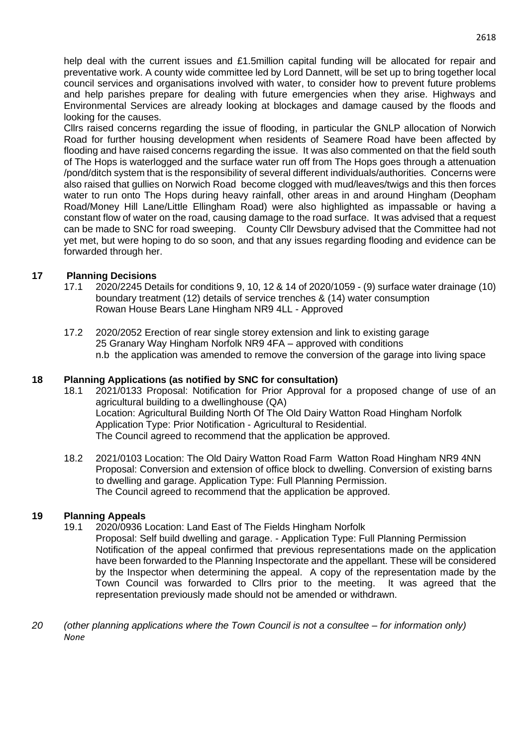help deal with the current issues and £1.5million capital funding will be allocated for repair and preventative work. A county wide committee led by Lord Dannett, will be set up to bring together local council services and organisations involved with water, to consider how to prevent future problems and help parishes prepare for dealing with future emergencies when they arise. Highways and Environmental Services are already looking at blockages and damage caused by the floods and looking for the causes.

Cllrs raised concerns regarding the issue of flooding, in particular the GNLP allocation of Norwich Road for further housing development when residents of Seamere Road have been affected by flooding and have raised concerns regarding the issue. It was also commented on that the field south of The Hops is waterlogged and the surface water run off from The Hops goes through a attenuation /pond/ditch system that is the responsibility of several different individuals/authorities. Concerns were also raised that gullies on Norwich Road become clogged with mud/leaves/twigs and this then forces water to run onto The Hops during heavy rainfall, other areas in and around Hingham (Deopham Road/Money Hill Lane/Little Ellingham Road) were also highlighted as impassable or having a constant flow of water on the road, causing damage to the road surface. It was advised that a request can be made to SNC for road sweeping. County Cllr Dewsbury advised that the Committee had not yet met, but were hoping to do so soon, and that any issues regarding flooding and evidence can be forwarded through her.

## 17 Planning Decisions

17.1 2020/2245 Details for conditions 9, 10, 12 & 14 of 2020/1059 - (9) surface water drainage (10) boundary treatment (12) details of service trenches & (14) water consumption
Rowan House Bears Lane Hingham NR9 4LL - Approved

17.2 2020/2052 Erection of rear single storey extension and link to existing garage
25 Granary Way Hingham Norfolk NR9 4FA – approved with conditions
n.b the application was amended to remove the conversion of the garage into living space

## 18 Planning Applications (as notified by SNC for consultation)

18.1 2021/0133 Proposal: Notification for Prior Approval for a proposed change of use of an agricultural building to a dwellinghouse (QA)
Location: Agricultural Building North Of The Old Dairy Watton Road Hingham Norfolk
Application Type: Prior Notification - Agricultural to Residential.
The Council agreed to recommend that the application be approved.

18.2 2021/0103 Location: The Old Dairy Watton Road Farm Watton Road Hingham NR9 4NN
Proposal: Conversion and extension of office block to dwelling. Conversion of existing barns to dwelling and garage. Application Type: Full Planning Permission.
The Council agreed to recommend that the application be approved.

## 19 Planning Appeals

19.1 2020/0936 Location: Land East of The Fields Hingham Norfolk
Proposal: Self build dwelling and garage. - Application Type: Full Planning Permission
Notification of the appeal confirmed that previous representations made on the application have been forwarded to the Planning Inspectorate and the appellant. These will be considered by the Inspector when determining the appeal. A copy of the representation made by the Town Council was forwarded to Cllrs prior to the meeting. It was agreed that the representation previously made should not be amended or withdrawn.

*20 (other planning applications where the Town Council is not a consultee – for information only)*
*None*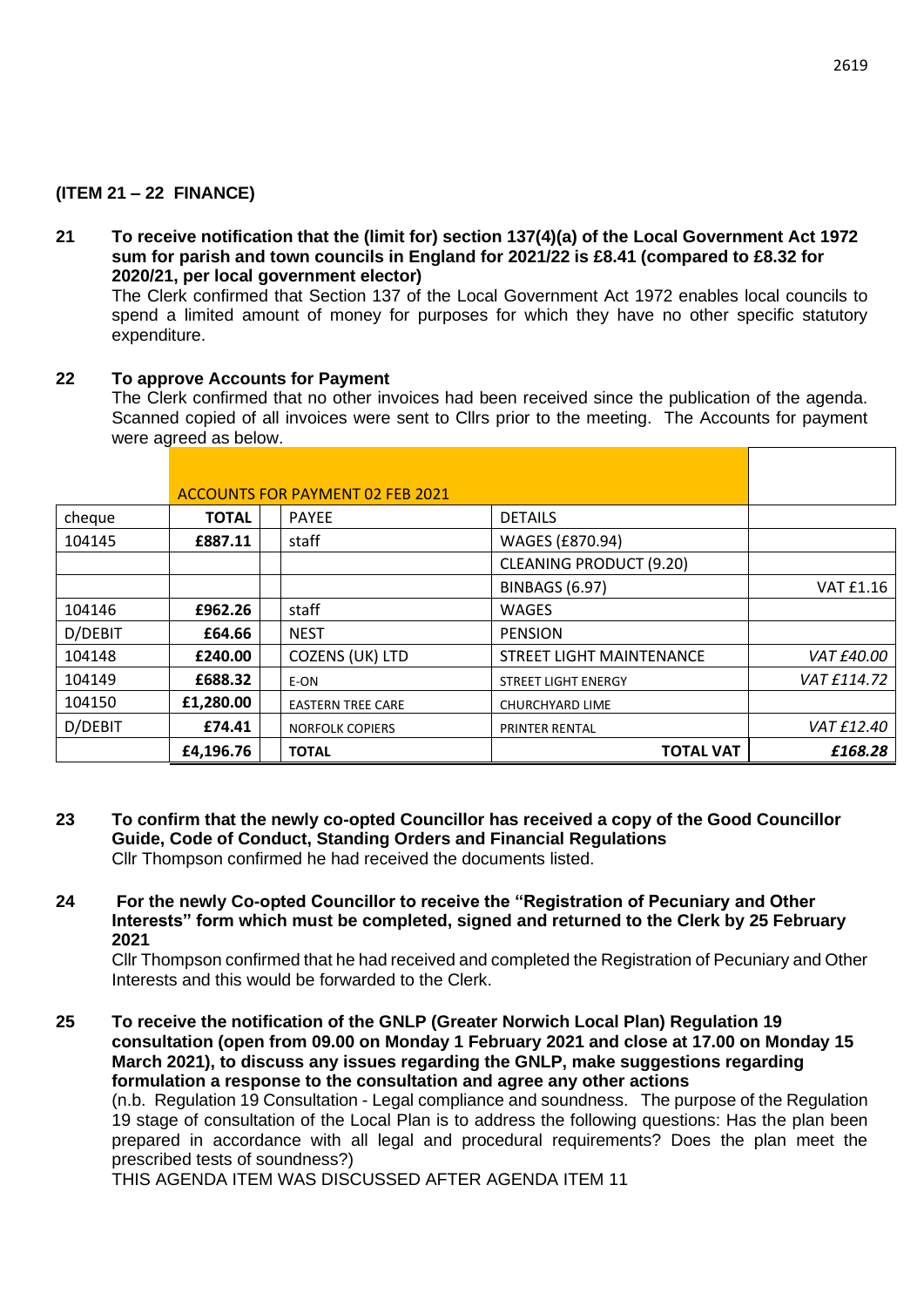**(ITEM 21 – 22 FINANCE)**

**21 To receive notification that the (limit for) section 137(4)(a) of the Local Government Act 1972 sum for parish and town councils in England for 2021/22 is £8.41 (compared to £8.32 for 2020/21, per local government elector)**

The Clerk confirmed that Section 137 of the Local Government Act 1972 enables local councils to spend a limited amount of money for purposes for which they have no other specific statutory expenditure.

**22 To approve Accounts for Payment**

The Clerk confirmed that no other invoices had been received since the publication of the agenda. Scanned copied of all invoices were sent to Cllrs prior to the meeting. The Accounts for payment were agreed as below.

| | ACCOUNTS FOR PAYMENT 02 FEB 2021 | | | |
|---|---|---|---|---|
| cheque | **TOTAL** | PAYEE | DETAILS | |
| 104145 | **£887.11** | staff | WAGES (£870.94) | |
| | | | CLEANING PRODUCT (9.20) | |
| | | | BINBAGS (6.97) | VAT £1.16 |
| 104146 | **£962.26** | staff | WAGES | |
| D/DEBIT | **£64.66** | NEST | PENSION | |
| 104148 | **£240.00** | COZENS (UK) LTD | STREET LIGHT MAINTENANCE | *VAT £40.00* |
| 104149 | **£688.32** | E-ON | STREET LIGHT ENERGY | *VAT £114.72* |
| 104150 | **£1,280.00** | EASTERN TREE CARE | CHURCHYARD LIME | |
| D/DEBIT | **£74.41** | NORFOLK COPIERS | PRINTER RENTAL | *VAT £12.40* |
| | **£4,196.76** | **TOTAL** | **TOTAL VAT** | ***£168.28*** |

**23 To confirm that the newly co-opted Councillor has received a copy of the Good Councillor Guide, Code of Conduct, Standing Orders and Financial Regulations**

Cllr Thompson confirmed he had received the documents listed.

**24 For the newly Co-opted Councillor to receive the "Registration of Pecuniary and Other Interests" form which must be completed, signed and returned to the Clerk by 25 February 2021**

Cllr Thompson confirmed that he had received and completed the Registration of Pecuniary and Other Interests and this would be forwarded to the Clerk.

**25 To receive the notification of the GNLP (Greater Norwich Local Plan) Regulation 19 consultation (open from 09.00 on Monday 1 February 2021 and close at 17.00 on Monday 15 March 2021), to discuss any issues regarding the GNLP, make suggestions regarding formulation a response to the consultation and agree any other actions**

(n.b. Regulation 19 Consultation - Legal compliance and soundness. The purpose of the Regulation 19 stage of consultation of the Local Plan is to address the following questions: Has the plan been prepared in accordance with all legal and procedural requirements? Does the plan meet the prescribed tests of soundness?)

THIS AGENDA ITEM WAS DISCUSSED AFTER AGENDA ITEM 11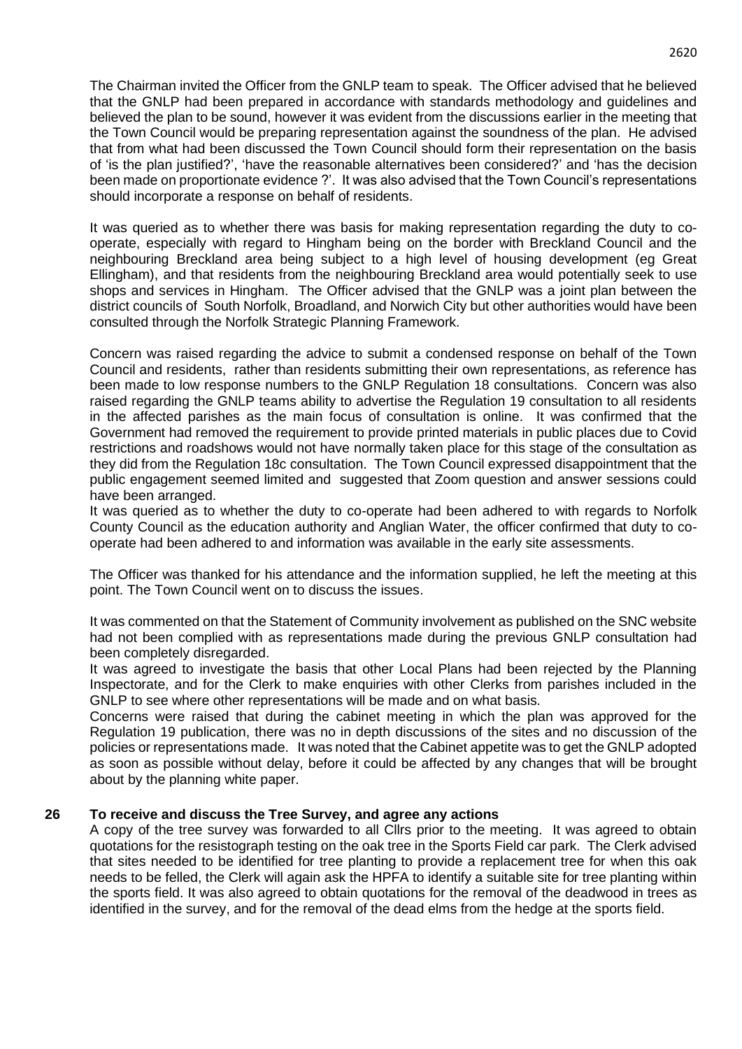The Chairman invited the Officer from the GNLP team to speak. The Officer advised that he believed that the GNLP had been prepared in accordance with standards methodology and guidelines and believed the plan to be sound, however it was evident from the discussions earlier in the meeting that the Town Council would be preparing representation against the soundness of the plan. He advised that from what had been discussed the Town Council should form their representation on the basis of 'is the plan justified?', 'have the reasonable alternatives been considered?' and 'has the decision been made on proportionate evidence ?'. It was also advised that the Town Council's representations should incorporate a response on behalf of residents.

It was queried as to whether there was basis for making representation regarding the duty to co-operate, especially with regard to Hingham being on the border with Breckland Council and the neighbouring Breckland area being subject to a high level of housing development (eg Great Ellingham), and that residents from the neighbouring Breckland area would potentially seek to use shops and services in Hingham. The Officer advised that the GNLP was a joint plan between the district councils of South Norfolk, Broadland, and Norwich City but other authorities would have been consulted through the Norfolk Strategic Planning Framework.

Concern was raised regarding the advice to submit a condensed response on behalf of the Town Council and residents, rather than residents submitting their own representations, as reference has been made to low response numbers to the GNLP Regulation 18 consultations. Concern was also raised regarding the GNLP teams ability to advertise the Regulation 19 consultation to all residents in the affected parishes as the main focus of consultation is online. It was confirmed that the Government had removed the requirement to provide printed materials in public places due to Covid restrictions and roadshows would not have normally taken place for this stage of the consultation as they did from the Regulation 18c consultation. The Town Council expressed disappointment that the public engagement seemed limited and suggested that Zoom question and answer sessions could have been arranged.

It was queried as to whether the duty to co-operate had been adhered to with regards to Norfolk County Council as the education authority and Anglian Water, the officer confirmed that duty to co-operate had been adhered to and information was available in the early site assessments.

The Officer was thanked for his attendance and the information supplied, he left the meeting at this point. The Town Council went on to discuss the issues.

It was commented on that the Statement of Community involvement as published on the SNC website had not been complied with as representations made during the previous GNLP consultation had been completely disregarded.

It was agreed to investigate the basis that other Local Plans had been rejected by the Planning Inspectorate, and for the Clerk to make enquiries with other Clerks from parishes included in the GNLP to see where other representations will be made and on what basis.

Concerns were raised that during the cabinet meeting in which the plan was approved for the Regulation 19 publication, there was no in depth discussions of the sites and no discussion of the policies or representations made. It was noted that the Cabinet appetite was to get the GNLP adopted as soon as possible without delay, before it could be affected by any changes that will be brought about by the planning white paper.

## 26 To receive and discuss the Tree Survey, and agree any actions

A copy of the tree survey was forwarded to all Cllrs prior to the meeting. It was agreed to obtain quotations for the resistograph testing on the oak tree in the Sports Field car park. The Clerk advised that sites needed to be identified for tree planting to provide a replacement tree for when this oak needs to be felled, the Clerk will again ask the HPFA to identify a suitable site for tree planting within the sports field. It was also agreed to obtain quotations for the removal of the deadwood in trees as identified in the survey, and for the removal of the dead elms from the hedge at the sports field.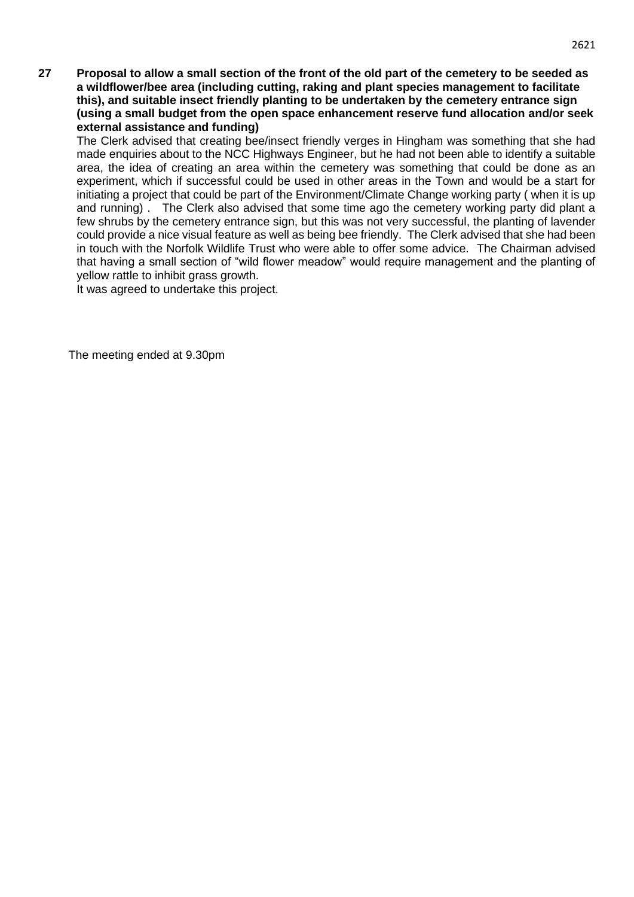**27 Proposal to allow a small section of the front of the old part of the cemetery to be seeded as a wildflower/bee area (including cutting, raking and plant species management to facilitate this), and suitable insect friendly planting to be undertaken by the cemetery entrance sign (using a small budget from the open space enhancement reserve fund allocation and/or seek external assistance and funding)**

The Clerk advised that creating bee/insect friendly verges in Hingham was something that she had made enquiries about to the NCC Highways Engineer, but he had not been able to identify a suitable area, the idea of creating an area within the cemetery was something that could be done as an experiment, which if successful could be used in other areas in the Town and would be a start for initiating a project that could be part of the Environment/Climate Change working party ( when it is up and running) . The Clerk also advised that some time ago the cemetery working party did plant a few shrubs by the cemetery entrance sign, but this was not very successful, the planting of lavender could provide a nice visual feature as well as being bee friendly. The Clerk advised that she had been in touch with the Norfolk Wildlife Trust who were able to offer some advice. The Chairman advised that having a small section of "wild flower meadow" would require management and the planting of yellow rattle to inhibit grass growth.

It was agreed to undertake this project.

The meeting ended at 9.30pm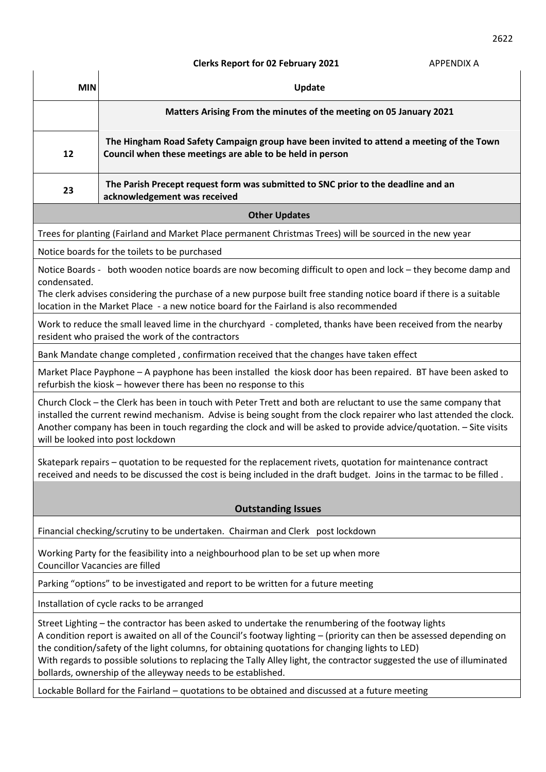**Clerks Report for 02 February 2021** APPENDIX A

| MIN | Update |
|---|---|
| | **Matters Arising From the minutes of the meeting on 05 January 2021** |
| 12 | **The Hingham Road Safety Campaign group have been invited to attend a meeting of the Town Council when these meetings are able to be held in person** |
| 23 | **The Parish Precept request form was submitted to SNC prior to the deadline and an acknowledgement was received** |
| | **Other Updates** |
| | Trees for planting (Fairland and Market Place permanent Christmas Trees) will be sourced in the new year |
| | Notice boards for the toilets to be purchased |
| | Notice Boards - both wooden notice boards are now becoming difficult to open and lock – they become damp and condensated. The clerk advises considering the purchase of a new purpose built free standing notice board if there is a suitable location in the Market Place - a new notice board for the Fairland is also recommended |
| | Work to reduce the small leaved lime in the churchyard - completed, thanks have been received from the nearby resident who praised the work of the contractors |
| | Bank Mandate change completed , confirmation received that the changes have taken effect |
| | Market Place Payphone – A payphone has been installed the kiosk door has been repaired. BT have been asked to refurbish the kiosk – however there has been no response to this |
| | Church Clock – the Clerk has been in touch with Peter Trett and both are reluctant to use the same company that installed the current rewind mechanism. Advise is being sought from the clock repairer who last attended the clock. Another company has been in touch regarding the clock and will be asked to provide advice/quotation. – Site visits will be looked into post lockdown |
| | Skatepark repairs – quotation to be requested for the replacement rivets, quotation for maintenance contract received and needs to be discussed the cost is being included in the draft budget. Joins in the tarmac to be filled . |
| | **Outstanding Issues** |
| | Financial checking/scrutiny to be undertaken. Chairman and Clerk post lockdown |
| | Working Party for the feasibility into a neighbourhood plan to be set up when more Councillor Vacancies are filled |
| | Parking "options" to be investigated and report to be written for a future meeting |
| | Installation of cycle racks to be arranged |
| | Street Lighting – the contractor has been asked to undertake the renumbering of the footway lights A condition report is awaited on all of the Council's footway lighting – (priority can then be assessed depending on the condition/safety of the light columns, for obtaining quotations for changing lights to LED) With regards to possible solutions to replacing the Tally Alley light, the contractor suggested the use of illuminated bollards, ownership of the alleyway needs to be established. |
| | Lockable Bollard for the Fairland – quotations to be obtained and discussed at a future meeting |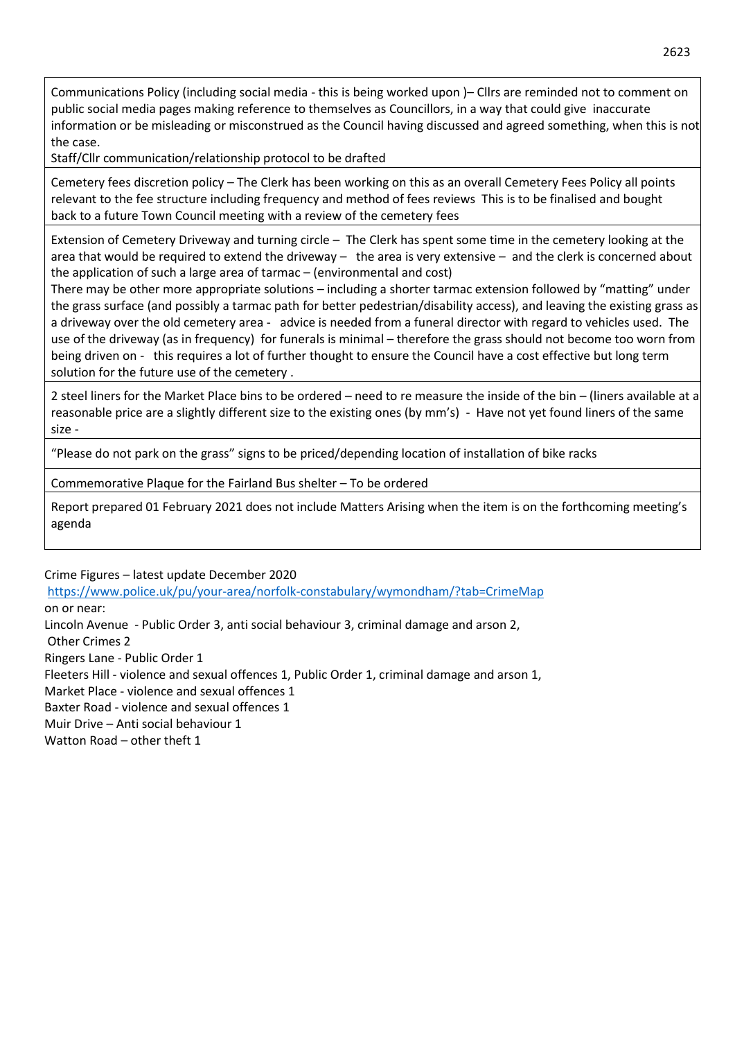| |
|---|
| Communications Policy (including social media - this is being worked upon )– Cllrs are reminded not to comment on public social media pages making reference to themselves as Councillors, in a way that could give inaccurate information or be misleading or misconstrued as the Council having discussed and agreed something, when this is not the case.<br>Staff/Cllr communication/relationship protocol to be drafted |
| Cemetery fees discretion policy – The Clerk has been working on this as an overall Cemetery Fees Policy all points relevant to the fee structure including frequency and method of fees reviews This is to be finalised and bought back to a future Town Council meeting with a review of the cemetery fees |
| Extension of Cemetery Driveway and turning circle – The Clerk has spent some time in the cemetery looking at the area that would be required to extend the driveway – the area is very extensive – and the clerk is concerned about the application of such a large area of tarmac – (environmental and cost)<br>There may be other more appropriate solutions – including a shorter tarmac extension followed by "matting" under the grass surface (and possibly a tarmac path for better pedestrian/disability access), and leaving the existing grass as a driveway over the old cemetery area - advice is needed from a funeral director with regard to vehicles used. The use of the driveway (as in frequency) for funerals is minimal – therefore the grass should not become too worn from being driven on - this requires a lot of further thought to ensure the Council have a cost effective but long term solution for the future use of the cemetery . |
| 2 steel liners for the Market Place bins to be ordered – need to re measure the inside of the bin – (liners available at a reasonable price are a slightly different size to the existing ones (by mm's) - Have not yet found liners of the same size - |
| "Please do not park on the grass" signs to be priced/depending location of installation of bike racks |
| Commemorative Plaque for the Fairland Bus shelter – To be ordered |
| Report prepared 01 February 2021 does not include Matters Arising when the item is on the forthcoming meeting's agenda |

Crime Figures – latest update December 2020
https://www.police.uk/pu/your-area/norfolk-constabulary/wymondham/?tab=CrimeMap
on or near:
Lincoln Avenue - Public Order 3, anti social behaviour 3, criminal damage and arson 2,
Other Crimes 2
Ringers Lane - Public Order 1
Fleeters Hill - violence and sexual offences 1, Public Order 1, criminal damage and arson 1,
Market Place - violence and sexual offences 1
Baxter Road - violence and sexual offences 1
Muir Drive – Anti social behaviour 1
Watton Road – other theft 1